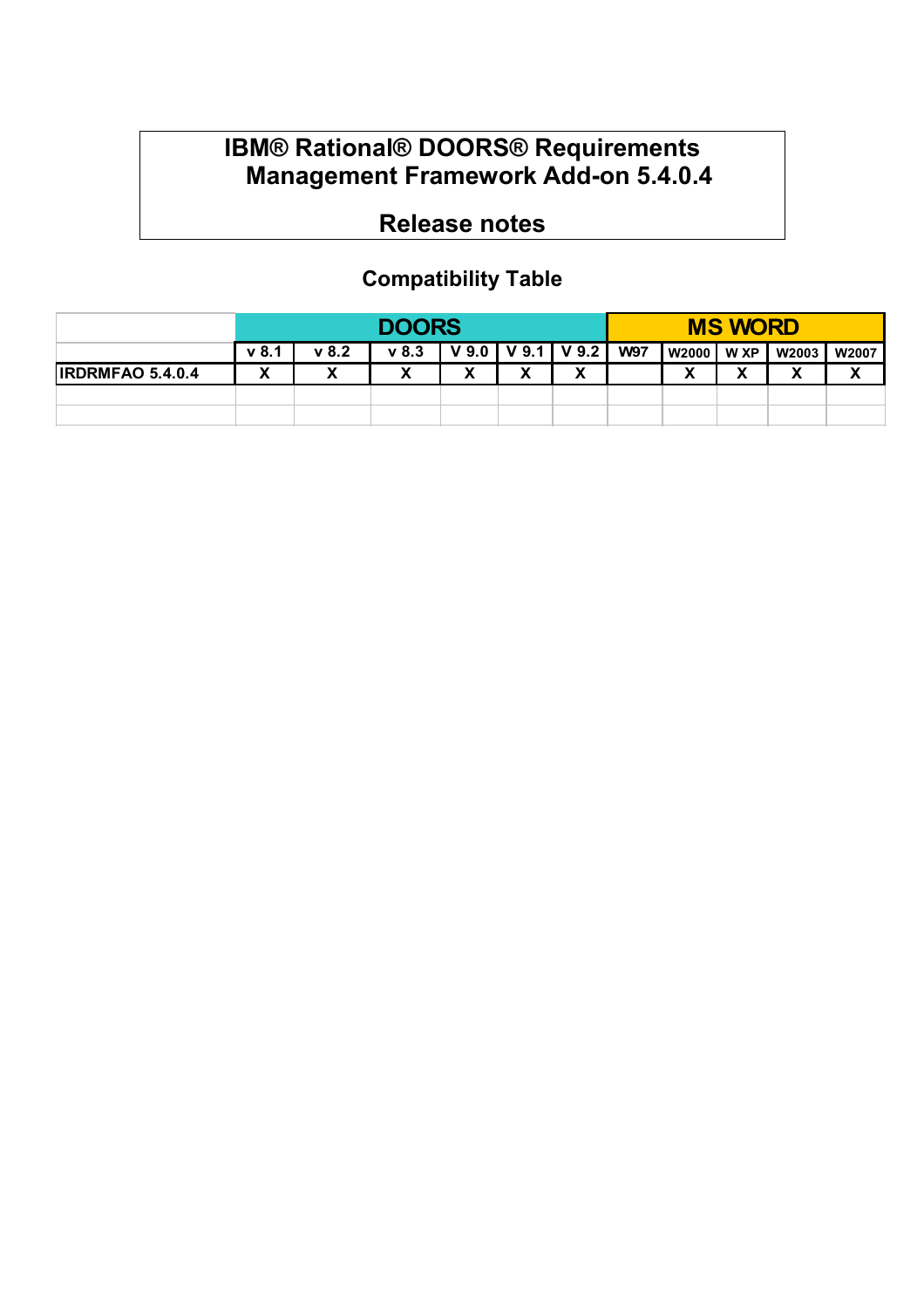# IBM® Rational® DOORS® Requirements Management Framework Add-on 5.4.0.4

## Release notes

### Compatibility Table

| | DOORS | | | | | | MS WORD | | | | |
|---|---|---|---|---|---|---|---|---|---|---|---|
| | v 8.1 | v 8.2 | v 8.3 | V 9.0 | V 9.1 | V 9.2 | W97 | W2000 | W XP | W2003 | W2007 |
| IRDRMFAO 5.4.0.4 | X | X | X | X | X | X | | X | X | X | X |
| | | | | | | | | | | | |
| | | | | | | | | | | | |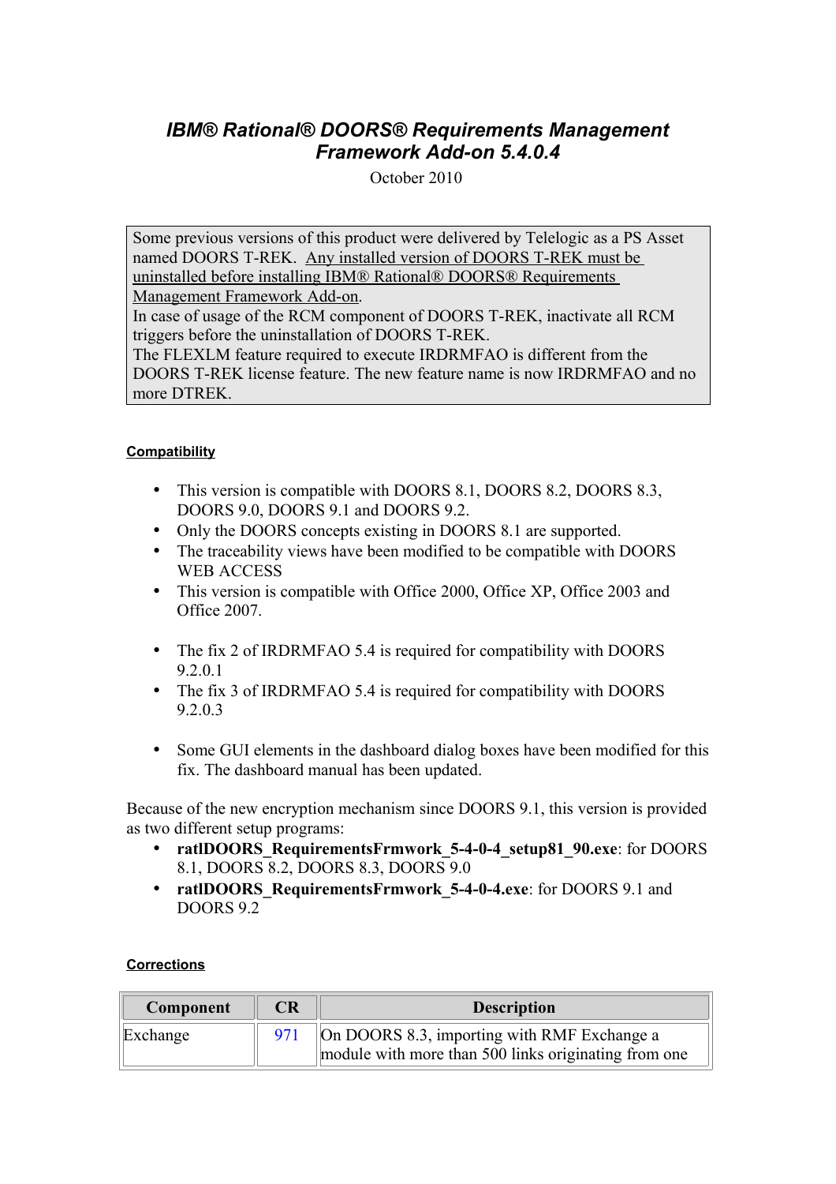# *IBM® Rational® DOORS® Requirements Management Framework Add-on 5.4.0.4*

October 2010

> Some previous versions of this product were delivered by Telelogic as a PS Asset named DOORS T-REK. <u>Any installed version of DOORS T-REK must be uninstalled before installing IBM® Rational® DOORS® Requirements Management Framework Add-on</u>.
> In case of usage of the RCM component of DOORS T-REK, inactivate all RCM triggers before the uninstallation of DOORS T-REK.
> The FLEXLM feature required to execute IRDRMFAO is different from the DOORS T-REK license feature. The new feature name is now IRDRMFAO and no more DTREK.

#### Compatibility

- This version is compatible with DOORS 8.1, DOORS 8.2, DOORS 8.3, DOORS 9.0, DOORS 9.1 and DOORS 9.2.
- Only the DOORS concepts existing in DOORS 8.1 are supported.
- The traceability views have been modified to be compatible with DOORS WEB ACCESS
- This version is compatible with Office 2000, Office XP, Office 2003 and Office 2007.

- The fix 2 of IRDRMFAO 5.4 is required for compatibility with DOORS 9.2.0.1
- The fix 3 of IRDRMFAO 5.4 is required for compatibility with DOORS 9.2.0.3

- Some GUI elements in the dashboard dialog boxes have been modified for this fix. The dashboard manual has been updated.

Because of the new encryption mechanism since DOORS 9.1, this version is provided as two different setup programs:

- **ratlDOORS_RequirementsFrmwork_5-4-0-4_setup81_90.exe**: for DOORS 8.1, DOORS 8.2, DOORS 8.3, DOORS 9.0
- **ratlDOORS_RequirementsFrmwork_5-4-0-4.exe**: for DOORS 9.1 and DOORS 9.2

#### Corrections

| Component | CR | Description |
|---|---|---|
| Exchange | 971 | On DOORS 8.3, importing with RMF Exchange a module with more than 500 links originating from one |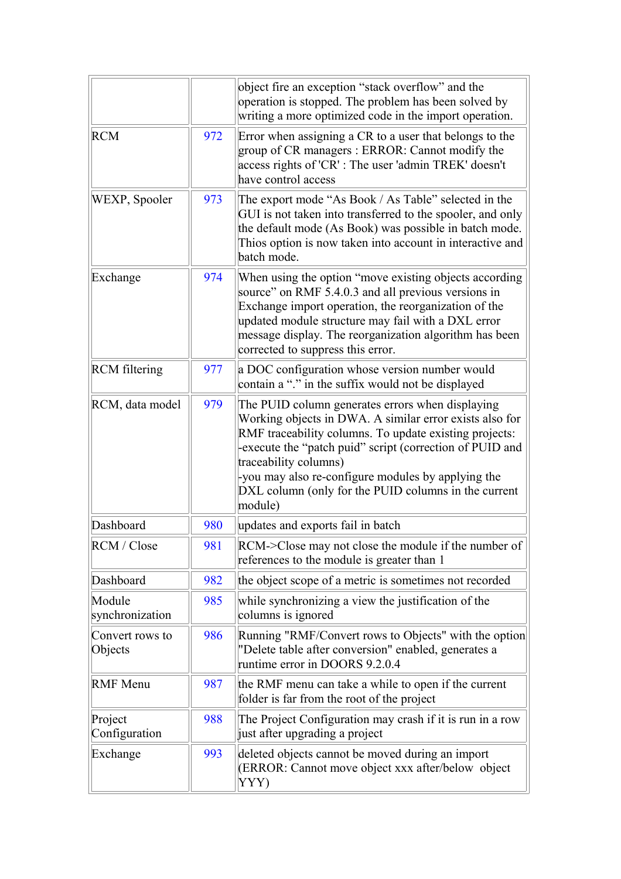| | | |
|---|---|---|
| | | object fire an exception “stack overflow” and the operation is stopped. The problem has been solved by writing a more optimized code in the import operation. |
| RCM | 972 | Error when assigning a CR to a user that belongs to the group of CR managers : ERROR: Cannot modify the access rights of 'CR' : The user 'admin TREK' doesn't have control access |
| WEXP, Spooler | 973 | The export mode “As Book / As Table” selected in the GUI is not taken into transferred to the spooler, and only the default mode (As Book) was possible in batch mode. Thios option is now taken into account in interactive and batch mode. |
| Exchange | 974 | When using the option “move existing objects according source” on RMF 5.4.0.3 and all previous versions in Exchange import operation, the reorganization of the updated module structure may fail with a DXL error message display. The reorganization algorithm has been corrected to suppress this error. |
| RCM filtering | 977 | a DOC configuration whose version number would contain a “.” in the suffix would not be displayed |
| RCM, data model | 979 | The PUID column generates errors when displaying Working objects in DWA. A similar error exists also for RMF traceability columns. To update existing projects:<br>-execute the “patch puid” script (correction of PUID and traceability columns)<br>-you may also re-configure modules by applying the DXL column (only for the PUID columns in the current module) |
| Dashboard | 980 | updates and exports fail in batch |
| RCM / Close | 981 | RCM->Close may not close the module if the number of references to the module is greater than 1 |
| Dashboard | 982 | the object scope of a metric is sometimes not recorded |
| Module synchronization | 985 | while synchronizing a view the justification of the columns is ignored |
| Convert rows to Objects | 986 | Running "RMF/Convert rows to Objects" with the option "Delete table after conversion" enabled, generates a runtime error in DOORS 9.2.0.4 |
| RMF Menu | 987 | the RMF menu can take a while to open if the current folder is far from the root of the project |
| Project Configuration | 988 | The Project Configuration may crash if it is run in a row just after upgrading a project |
| Exchange | 993 | deleted objects cannot be moved during an import (ERROR: Cannot move object xxx after/below object YYY) |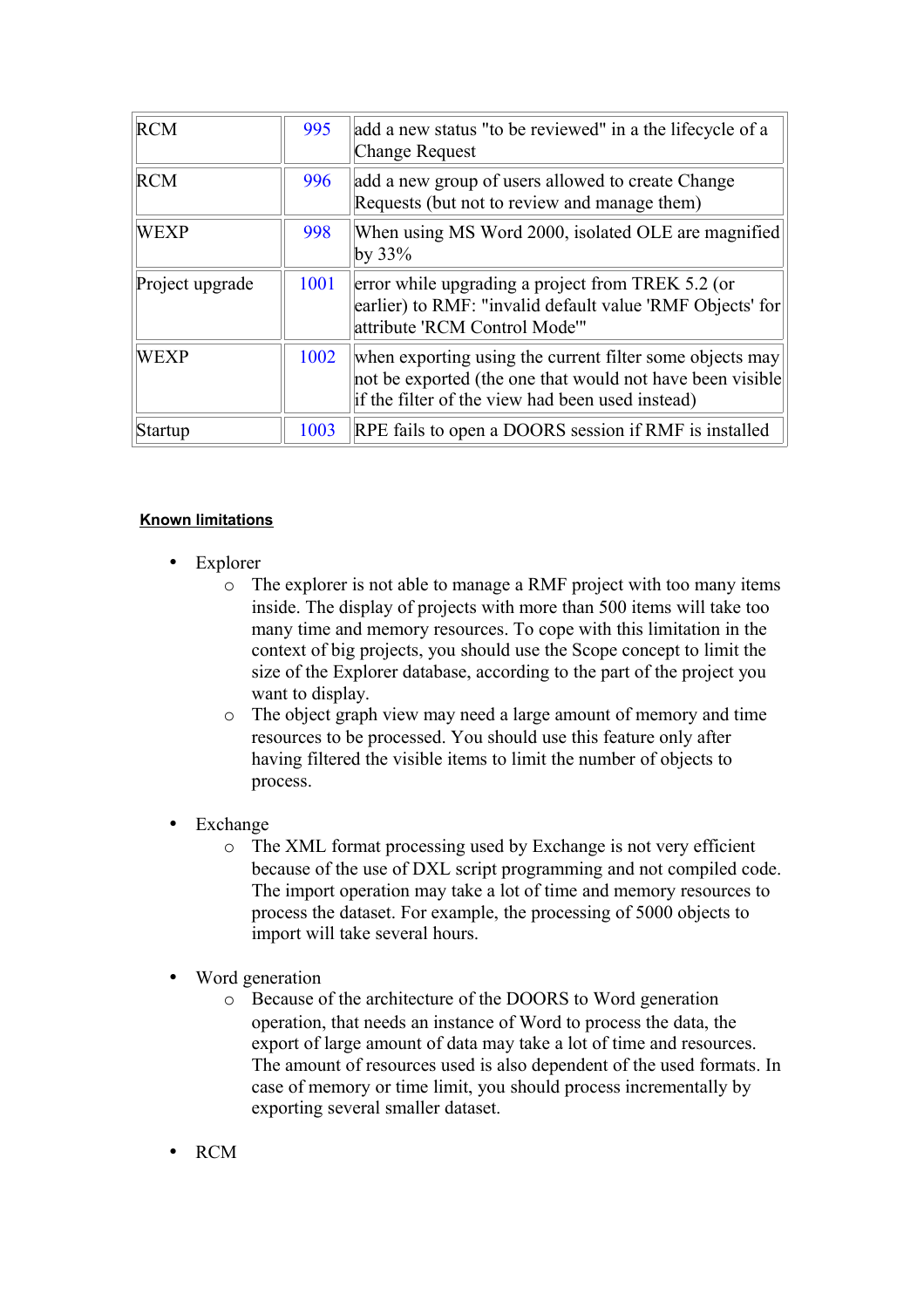| RCM | 995 | add a new status "to be reviewed" in a the lifecycle of a Change Request |
|---|---|---|
| RCM | 996 | add a new group of users allowed to create Change Requests (but not to review and manage them) |
| WEXP | 998 | When using MS Word 2000, isolated OLE are magnified by 33% |
| Project upgrade | 1001 | error while upgrading a project from TREK 5.2 (or earlier) to RMF: "invalid default value 'RMF Objects' for attribute 'RCM Control Mode'" |
| WEXP | 1002 | when exporting using the current filter some objects may not be exported (the one that would not have been visible if the filter of the view had been used instead) |
| Startup | 1003 | RPE fails to open a DOORS session if RMF is installed |

**Known limitations**

- Explorer
  - The explorer is not able to manage a RMF project with too many items inside. The display of projects with more than 500 items will take too many time and memory resources. To cope with this limitation in the context of big projects, you should use the Scope concept to limit the size of the Explorer database, according to the part of the project you want to display.
  - The object graph view may need a large amount of memory and time resources to be processed. You should use this feature only after having filtered the visible items to limit the number of objects to process.

- Exchange
  - The XML format processing used by Exchange is not very efficient because of the use of DXL script programming and not compiled code. The import operation may take a lot of time and memory resources to process the dataset. For example, the processing of 5000 objects to import will take several hours.

- Word generation
  - Because of the architecture of the DOORS to Word generation operation, that needs an instance of Word to process the data, the export of large amount of data may take a lot of time and resources. The amount of resources used is also dependent of the used formats. In case of memory or time limit, you should process incrementally by exporting several smaller dataset.

- RCM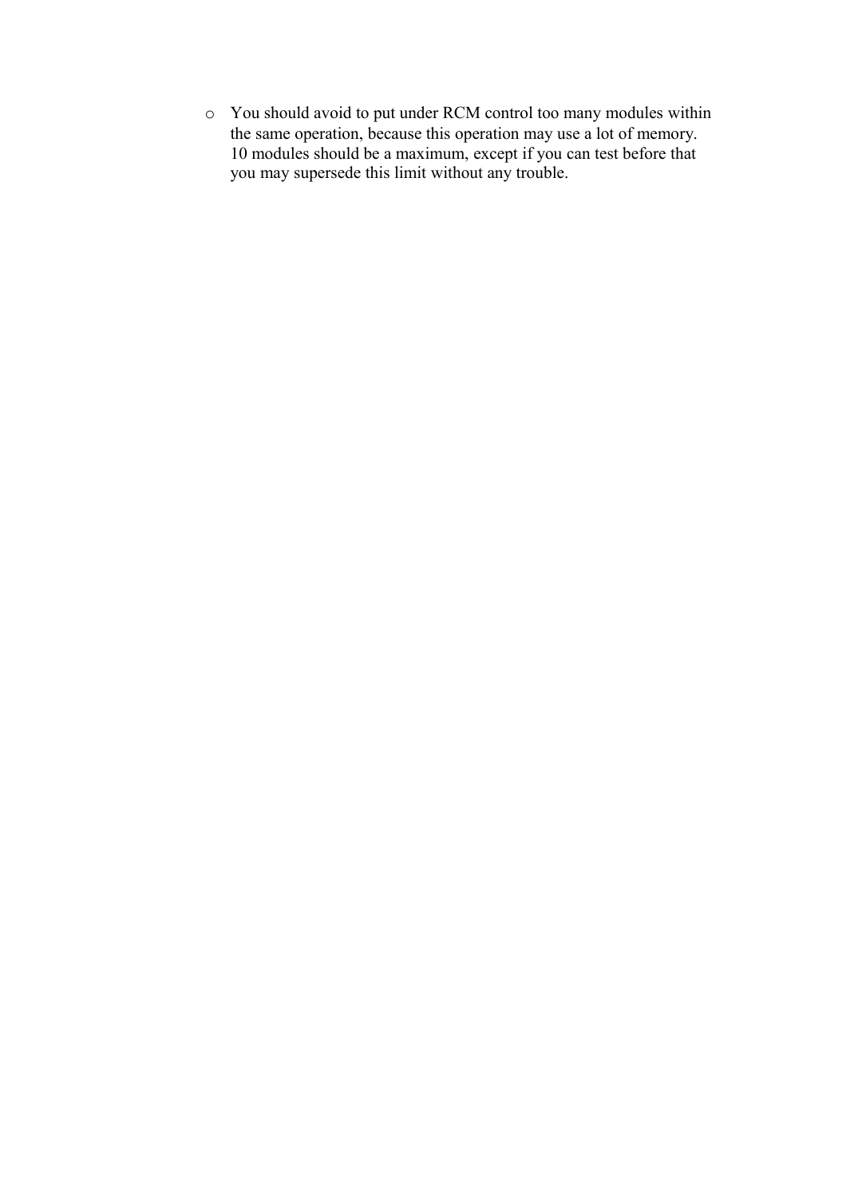- You should avoid to put under RCM control too many modules within the same operation, because this operation may use a lot of memory. 10 modules should be a maximum, except if you can test before that you may supersede this limit without any trouble.